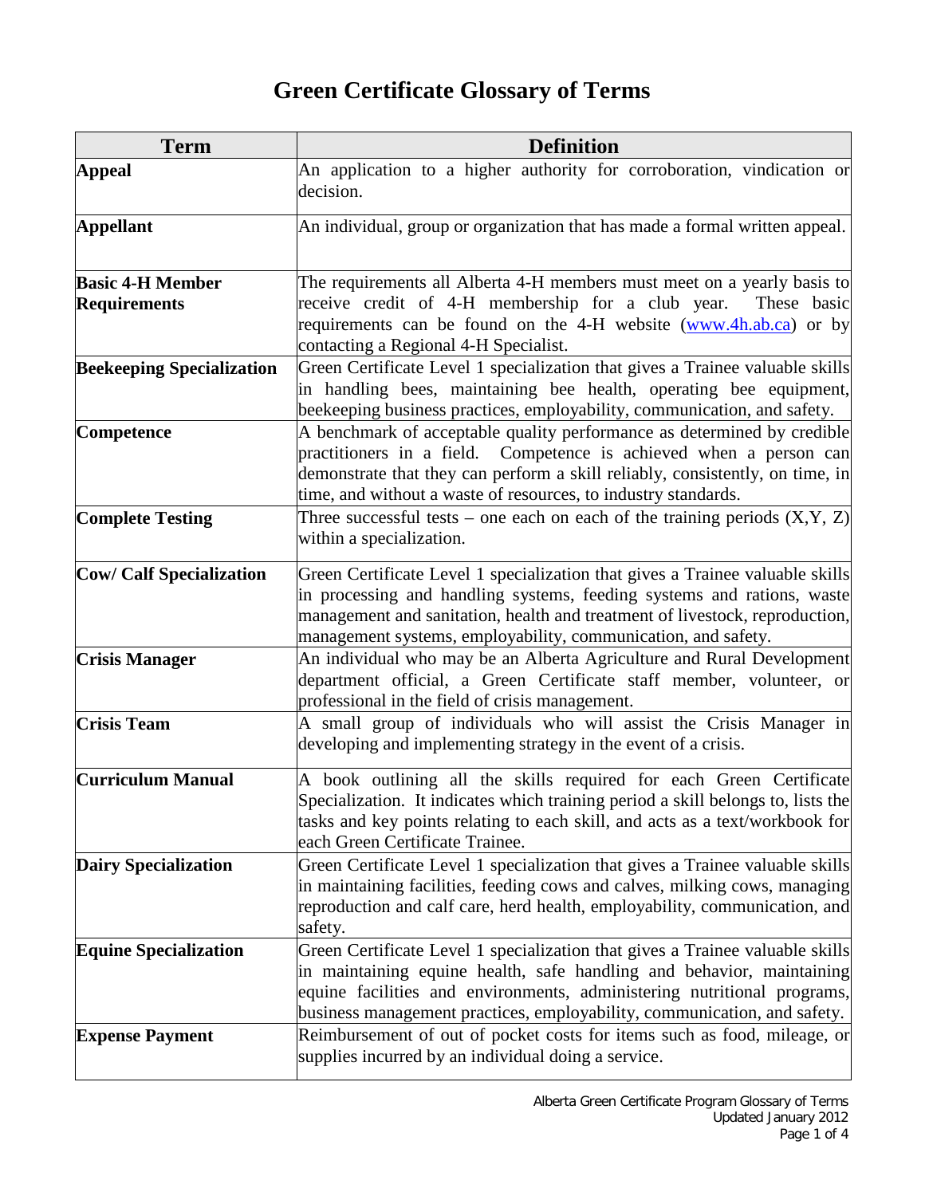# Green Certificate Glossary of Terms

| Term | Definition |
|---|---|
| **Appeal** | An application to a higher authority for corroboration, vindication or decision. |
| **Appellant** | An individual, group or organization that has made a formal written appeal. |
| **Basic 4-H Member Requirements** | The requirements all Alberta 4-H members must meet on a yearly basis to receive credit of 4-H membership for a club year. These basic requirements can be found on the 4-H website (www.4h.ab.ca) or by contacting a Regional 4-H Specialist. |
| **Beekeeping Specialization** | Green Certificate Level 1 specialization that gives a Trainee valuable skills in handling bees, maintaining bee health, operating bee equipment, beekeeping business practices, employability, communication, and safety. |
| **Competence** | A benchmark of acceptable quality performance as determined by credible practitioners in a field. Competence is achieved when a person can demonstrate that they can perform a skill reliably, consistently, on time, in time, and without a waste of resources, to industry standards. |
| **Complete Testing** | Three successful tests – one each on each of the training periods (X,Y, Z) within a specialization. |
| **Cow/ Calf Specialization** | Green Certificate Level 1 specialization that gives a Trainee valuable skills in processing and handling systems, feeding systems and rations, waste management and sanitation, health and treatment of livestock, reproduction, management systems, employability, communication, and safety. |
| **Crisis Manager** | An individual who may be an Alberta Agriculture and Rural Development department official, a Green Certificate staff member, volunteer, or professional in the field of crisis management. |
| **Crisis Team** | A small group of individuals who will assist the Crisis Manager in developing and implementing strategy in the event of a crisis. |
| **Curriculum Manual** | A book outlining all the skills required for each Green Certificate Specialization. It indicates which training period a skill belongs to, lists the tasks and key points relating to each skill, and acts as a text/workbook for each Green Certificate Trainee. |
| **Dairy Specialization** | Green Certificate Level 1 specialization that gives a Trainee valuable skills in maintaining facilities, feeding cows and calves, milking cows, managing reproduction and calf care, herd health, employability, communication, and safety. |
| **Equine Specialization** | Green Certificate Level 1 specialization that gives a Trainee valuable skills in maintaining equine health, safe handling and behavior, maintaining equine facilities and environments, administering nutritional programs, business management practices, employability, communication, and safety. |
| **Expense Payment** | Reimbursement of out of pocket costs for items such as food, mileage, or supplies incurred by an individual doing a service. |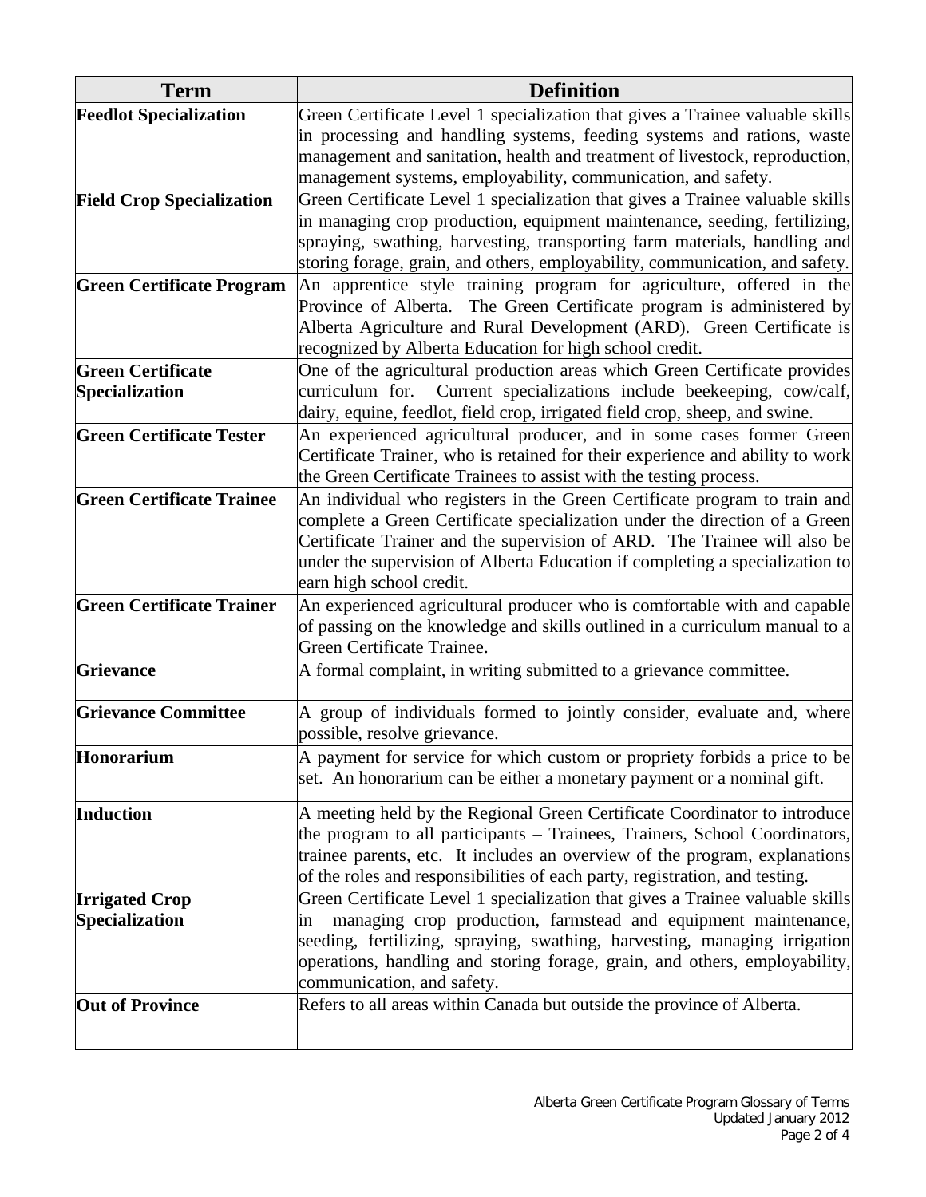| Term | Definition |
|---|---|
| **Feedlot Specialization** | Green Certificate Level 1 specialization that gives a Trainee valuable skills in processing and handling systems, feeding systems and rations, waste management and sanitation, health and treatment of livestock, reproduction, management systems, employability, communication, and safety. |
| **Field Crop Specialization** | Green Certificate Level 1 specialization that gives a Trainee valuable skills in managing crop production, equipment maintenance, seeding, fertilizing, spraying, swathing, harvesting, transporting farm materials, handling and storing forage, grain, and others, employability, communication, and safety. |
| **Green Certificate Program** | An apprentice style training program for agriculture, offered in the Province of Alberta. The Green Certificate program is administered by Alberta Agriculture and Rural Development (ARD). Green Certificate is recognized by Alberta Education for high school credit. |
| **Green Certificate Specialization** | One of the agricultural production areas which Green Certificate provides curriculum for. Current specializations include beekeeping, cow/calf, dairy, equine, feedlot, field crop, irrigated field crop, sheep, and swine. |
| **Green Certificate Tester** | An experienced agricultural producer, and in some cases former Green Certificate Trainer, who is retained for their experience and ability to work the Green Certificate Trainees to assist with the testing process. |
| **Green Certificate Trainee** | An individual who registers in the Green Certificate program to train and complete a Green Certificate specialization under the direction of a Green Certificate Trainer and the supervision of ARD. The Trainee will also be under the supervision of Alberta Education if completing a specialization to earn high school credit. |
| **Green Certificate Trainer** | An experienced agricultural producer who is comfortable with and capable of passing on the knowledge and skills outlined in a curriculum manual to a Green Certificate Trainee. |
| **Grievance** | A formal complaint, in writing submitted to a grievance committee. |
| **Grievance Committee** | A group of individuals formed to jointly consider, evaluate and, where possible, resolve grievance. |
| **Honorarium** | A payment for service for which custom or propriety forbids a price to be set. An honorarium can be either a monetary payment or a nominal gift. |
| **Induction** | A meeting held by the Regional Green Certificate Coordinator to introduce the program to all participants – Trainees, Trainers, School Coordinators, trainee parents, etc. It includes an overview of the program, explanations of the roles and responsibilities of each party, registration, and testing. |
| **Irrigated Crop Specialization** | Green Certificate Level 1 specialization that gives a Trainee valuable skills in managing crop production, farmstead and equipment maintenance, seeding, fertilizing, spraying, swathing, harvesting, managing irrigation operations, handling and storing forage, grain, and others, employability, communication, and safety. |
| **Out of Province** | Refers to all areas within Canada but outside the province of Alberta. |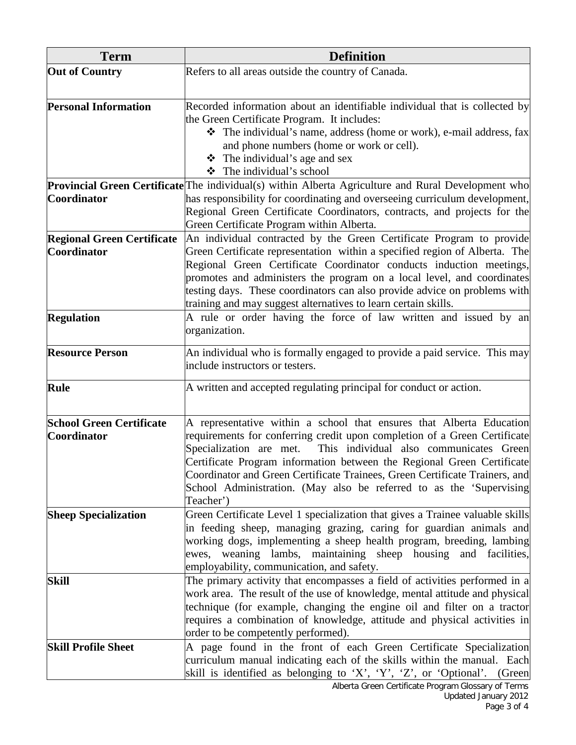| Term | Definition |
|---|---|
| **Out of Country** | Refers to all areas outside the country of Canada. |
| **Personal Information** | Recorded information about an identifiable individual that is collected by the Green Certificate Program. It includes:<br>❖ The individual's name, address (home or work), e-mail address, fax and phone numbers (home or work or cell).<br>❖ The individual's age and sex<br>❖ The individual's school |
| **Provincial Green Certificate Coordinator** | The individual(s) within Alberta Agriculture and Rural Development who has responsibility for coordinating and overseeing curriculum development, Regional Green Certificate Coordinators, contracts, and projects for the Green Certificate Program within Alberta. |
| **Regional Green Certificate Coordinator** | An individual contracted by the Green Certificate Program to provide Green Certificate representation within a specified region of Alberta. The Regional Green Certificate Coordinator conducts induction meetings, promotes and administers the program on a local level, and coordinates testing days. These coordinators can also provide advice on problems with training and may suggest alternatives to learn certain skills. |
| **Regulation** | A rule or order having the force of law written and issued by an organization. |
| **Resource Person** | An individual who is formally engaged to provide a paid service. This may include instructors or testers. |
| **Rule** | A written and accepted regulating principal for conduct or action. |
| **School Green Certificate Coordinator** | A representative within a school that ensures that Alberta Education requirements for conferring credit upon completion of a Green Certificate Specialization are met. This individual also communicates Green Certificate Program information between the Regional Green Certificate Coordinator and Green Certificate Trainees, Green Certificate Trainers, and School Administration. (May also be referred to as the 'Supervising Teacher') |
| **Sheep Specialization** | Green Certificate Level 1 specialization that gives a Trainee valuable skills in feeding sheep, managing grazing, caring for guardian animals and working dogs, implementing a sheep health program, breeding, lambing ewes, weaning lambs, maintaining sheep housing and facilities, employability, communication, and safety. |
| **Skill** | The primary activity that encompasses a field of activities performed in a work area. The result of the use of knowledge, mental attitude and physical technique (for example, changing the engine oil and filter on a tractor requires a combination of knowledge, attitude and physical activities in order to be competently performed). |
| **Skill Profile Sheet** | A page found in the front of each Green Certificate Specialization curriculum manual indicating each of the skills within the manual. Each skill is identified as belonging to 'X', 'Y', 'Z', or 'Optional'. (Green |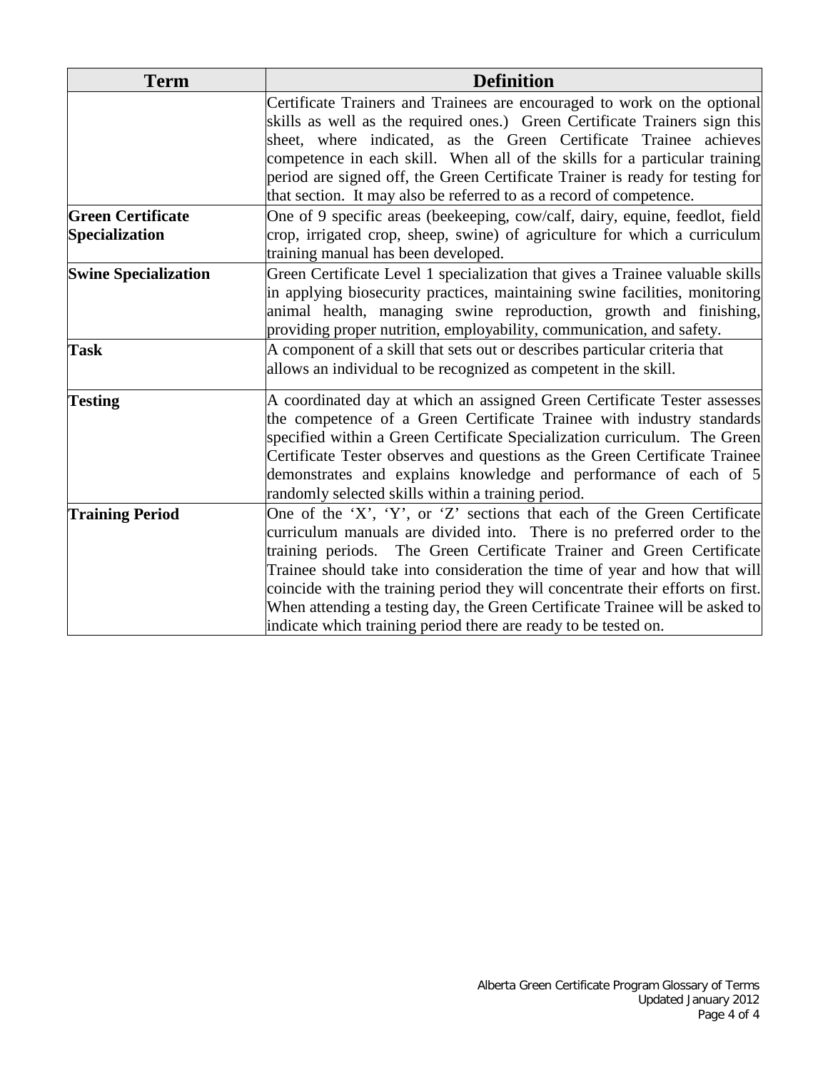| Term | Definition |
|---|---|
| | Certificate Trainers and Trainees are encouraged to work on the optional skills as well as the required ones.) Green Certificate Trainers sign this sheet, where indicated, as the Green Certificate Trainee achieves competence in each skill. When all of the skills for a particular training period are signed off, the Green Certificate Trainer is ready for testing for that section. It may also be referred to as a record of competence. |
| **Green Certificate Specialization** | One of 9 specific areas (beekeeping, cow/calf, dairy, equine, feedlot, field crop, irrigated crop, sheep, swine) of agriculture for which a curriculum training manual has been developed. |
| **Swine Specialization** | Green Certificate Level 1 specialization that gives a Trainee valuable skills in applying biosecurity practices, maintaining swine facilities, monitoring animal health, managing swine reproduction, growth and finishing, providing proper nutrition, employability, communication, and safety. |
| **Task** | A component of a skill that sets out or describes particular criteria that allows an individual to be recognized as competent in the skill. |
| **Testing** | A coordinated day at which an assigned Green Certificate Tester assesses the competence of a Green Certificate Trainee with industry standards specified within a Green Certificate Specialization curriculum. The Green Certificate Tester observes and questions as the Green Certificate Trainee demonstrates and explains knowledge and performance of each of 5 randomly selected skills within a training period. |
| **Training Period** | One of the 'X', 'Y', or 'Z' sections that each of the Green Certificate curriculum manuals are divided into. There is no preferred order to the training periods. The Green Certificate Trainer and Green Certificate Trainee should take into consideration the time of year and how that will coincide with the training period they will concentrate their efforts on first. When attending a testing day, the Green Certificate Trainee will be asked to indicate which training period there are ready to be tested on. |